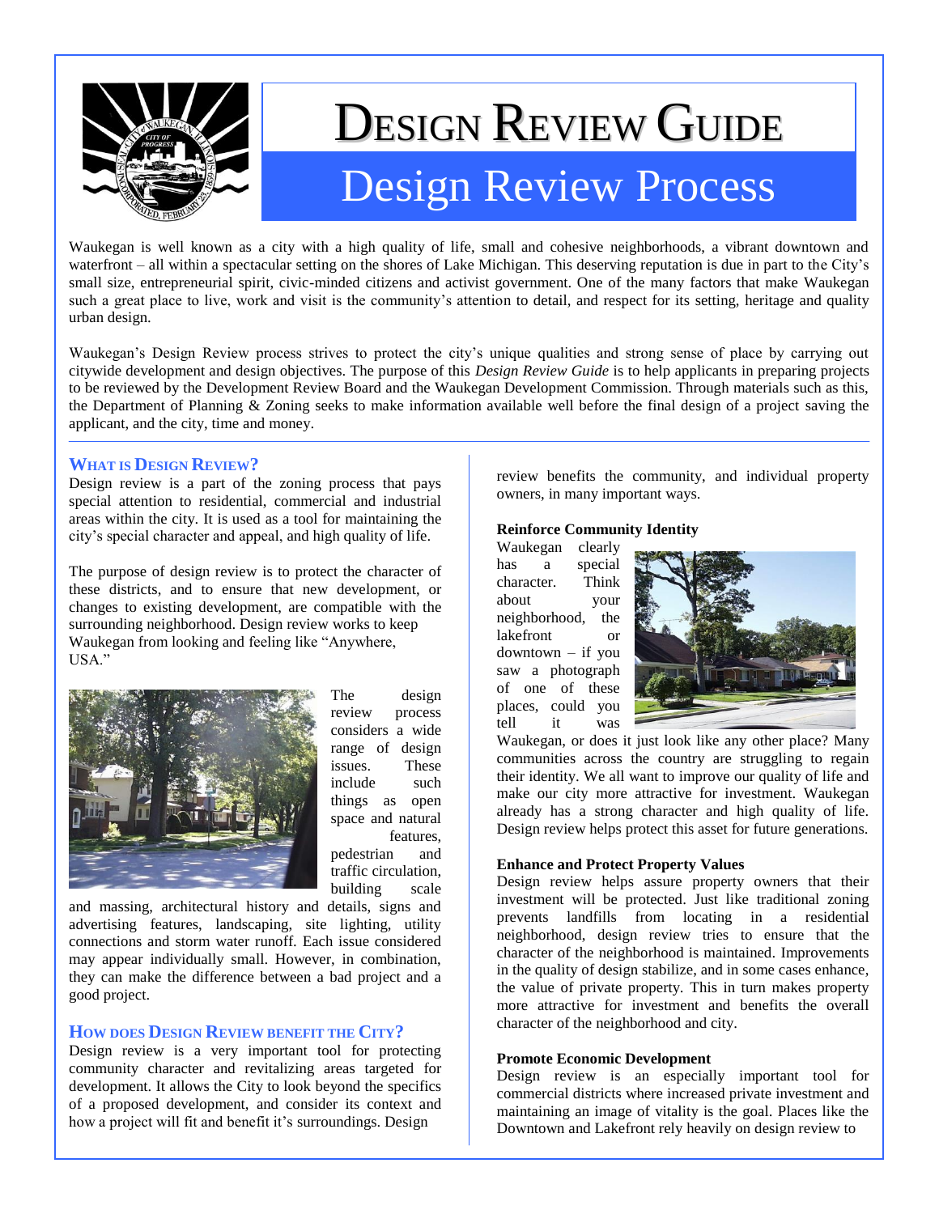# DESIGN REVIEW GUIDE

## Design Review Process

Waukegan is well known as a city with a high quality of life, small and cohesive neighborhoods, a vibrant downtown and waterfront – all within a spectacular setting on the shores of Lake Michigan. This deserving reputation is due in part to the City's small size, entrepreneurial spirit, civic-minded citizens and activist government. One of the many factors that make Waukegan such a great place to live, work and visit is the community's attention to detail, and respect for its setting, heritage and quality urban design.

Waukegan's Design Review process strives to protect the city's unique qualities and strong sense of place by carrying out citywide development and design objectives. The purpose of this *Design Review Guide* is to help applicants in preparing projects to be reviewed by the Development Review Board and the Waukegan Development Commission. Through materials such as this, the Department of Planning & Zoning seeks to make information available well before the final design of a project saving the applicant, and the city, time and money.

### WHAT IS DESIGN REVIEW?

Design review is a part of the zoning process that pays special attention to residential, commercial and industrial areas within the city. It is used as a tool for maintaining the city's special character and appeal, and high quality of life.

The purpose of design review is to protect the character of these districts, and to ensure that new development, or changes to existing development, are compatible with the surrounding neighborhood. Design review works to keep Waukegan from looking and feeling like "Anywhere, USA."

The design review process considers a wide range of design issues. These include such things as open space and natural features, pedestrian and traffic circulation, building scale and massing, architectural history and details, signs and advertising features, landscaping, site lighting, utility connections and storm water runoff. Each issue considered may appear individually small. However, in combination, they can make the difference between a bad project and a good project.

### HOW DOES DESIGN REVIEW BENEFIT THE CITY?

Design review is a very important tool for protecting community character and revitalizing areas targeted for development. It allows the City to look beyond the specifics of a proposed development, and consider its context and how a project will fit and benefit it's surroundings. Design review benefits the community, and individual property owners, in many important ways.

**Reinforce Community Identity**

Waukegan clearly has a special character. Think about your neighborhood, the lakefront or downtown – if you saw a photograph of one of these places, could you tell it was Waukegan, or does it just look like any other place? Many communities across the country are struggling to regain their identity. We all want to improve our quality of life and make our city more attractive for investment. Waukegan already has a strong character and high quality of life. Design review helps protect this asset for future generations.

**Enhance and Protect Property Values**

Design review helps assure property owners that their investment will be protected. Just like traditional zoning prevents landfills from locating in a residential neighborhood, design review tries to ensure that the character of the neighborhood is maintained. Improvements in the quality of design stabilize, and in some cases enhance, the value of private property. This in turn makes property more attractive for investment and benefits the overall character of the neighborhood and city.

**Promote Economic Development**

Design review is an especially important tool for commercial districts where increased private investment and maintaining an image of vitality is the goal. Places like the Downtown and Lakefront rely heavily on design review to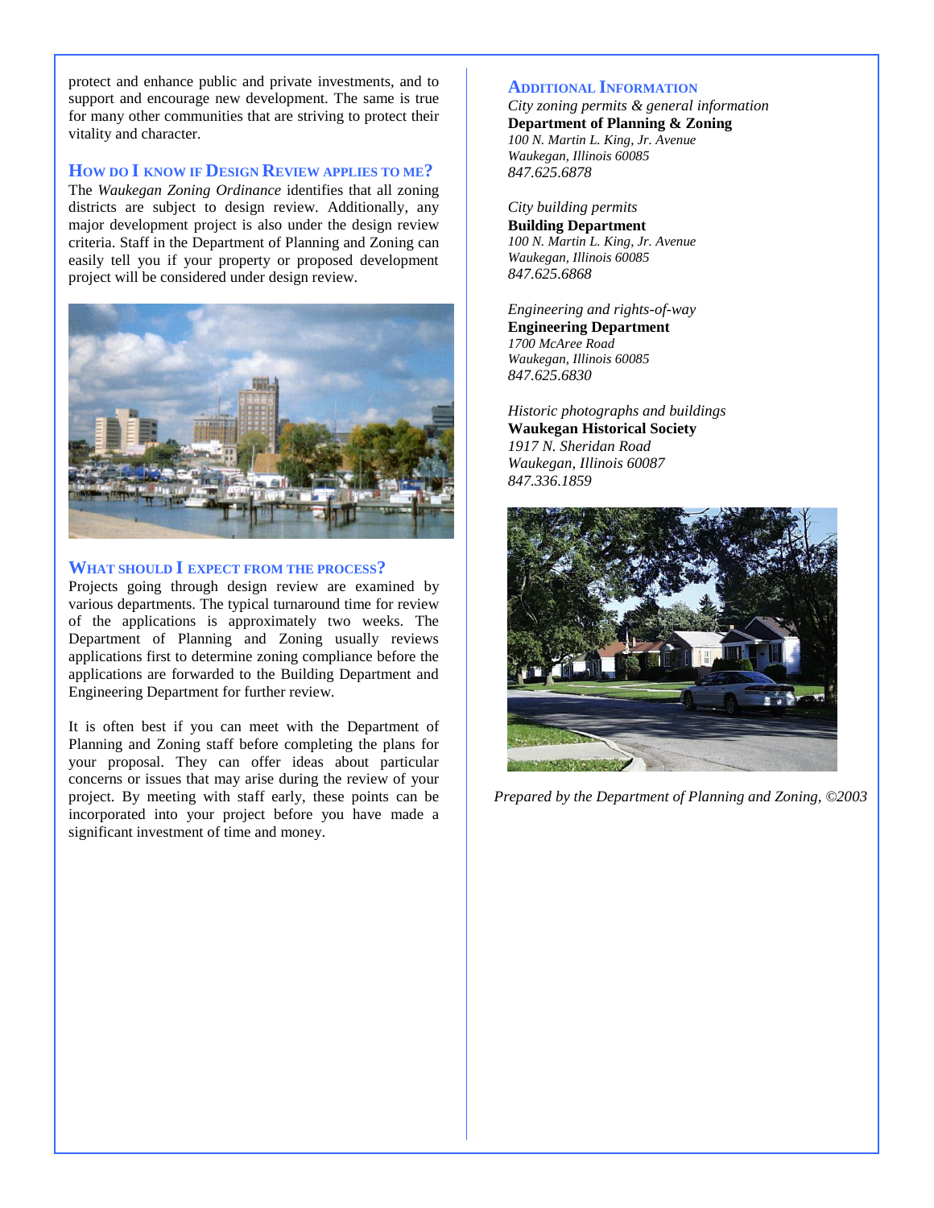protect and enhance public and private investments, and to support and encourage new development. The same is true for many other communities that are striving to protect their vitality and character.

## How do I know if Design Review applies to me?

The *Waukegan Zoning Ordinance* identifies that all zoning districts are subject to design review. Additionally, any major development project is also under the design review criteria. Staff in the Department of Planning and Zoning can easily tell you if your property or proposed development project will be considered under design review.

## What should I expect from the process?

Projects going through design review are examined by various departments. The typical turnaround time for review of the applications is approximately two weeks. The Department of Planning and Zoning usually reviews applications first to determine zoning compliance before the applications are forwarded to the Building Department and Engineering Department for further review.

It is often best if you can meet with the Department of Planning and Zoning staff before completing the plans for your proposal. They can offer ideas about particular concerns or issues that may arise during the review of your project. By meeting with staff early, these points can be incorporated into your project before you have made a significant investment of time and money.

## Additional Information

*City zoning permits & general information*
**Department of Planning & Zoning**
*100 N. Martin L. King, Jr. Avenue*
*Waukegan, Illinois 60085*
*847.625.6878*

*City building permits*
**Building Department**
*100 N. Martin L. King, Jr. Avenue*
*Waukegan, Illinois 60085*
*847.625.6868*

*Engineering and rights-of-way*
**Engineering Department**
*1700 McAree Road*
*Waukegan, Illinois 60085*
*847.625.6830*

*Historic photographs and buildings*
**Waukegan Historical Society**
*1917 N. Sheridan Road*
*Waukegan, Illinois 60087*
*847.336.1859*

*Prepared by the Department of Planning and Zoning, ©2003*